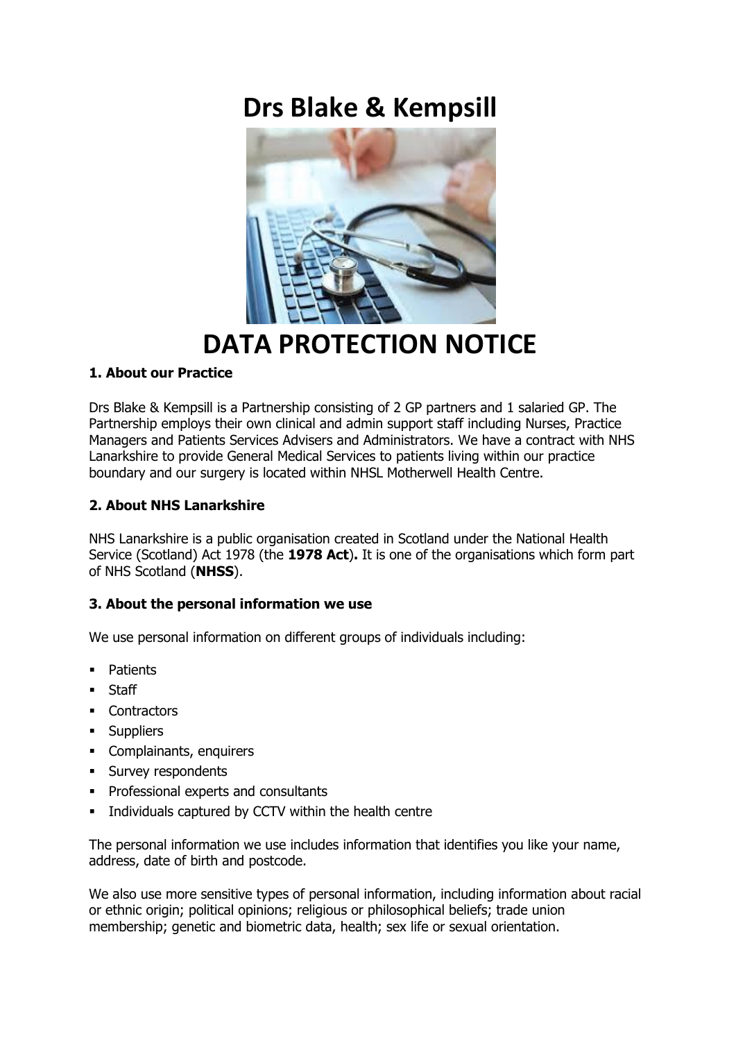# Drs Blake & Kempsill

# DATA PROTECTION NOTICE

### 1. About our Practice

Drs Blake & Kempsill is a Partnership consisting of 2 GP partners and 1 salaried GP. The Partnership employs their own clinical and admin support staff including Nurses, Practice Managers and Patients Services Advisers and Administrators. We have a contract with NHS Lanarkshire to provide General Medical Services to patients living within our practice boundary and our surgery is located within NHSL Motherwell Health Centre.

### 2. About NHS Lanarkshire

NHS Lanarkshire is a public organisation created in Scotland under the National Health Service (Scotland) Act 1978 (the **1978 Act**). It is one of the organisations which form part of NHS Scotland (**NHSS**).

### 3. About the personal information we use

We use personal information on different groups of individuals including:

- Patients
- Staff
- Contractors
- Suppliers
- Complainants, enquirers
- Survey respondents
- Professional experts and consultants
- Individuals captured by CCTV within the health centre

The personal information we use includes information that identifies you like your name, address, date of birth and postcode.

We also use more sensitive types of personal information, including information about racial or ethnic origin; political opinions; religious or philosophical beliefs; trade union membership; genetic and biometric data, health; sex life or sexual orientation.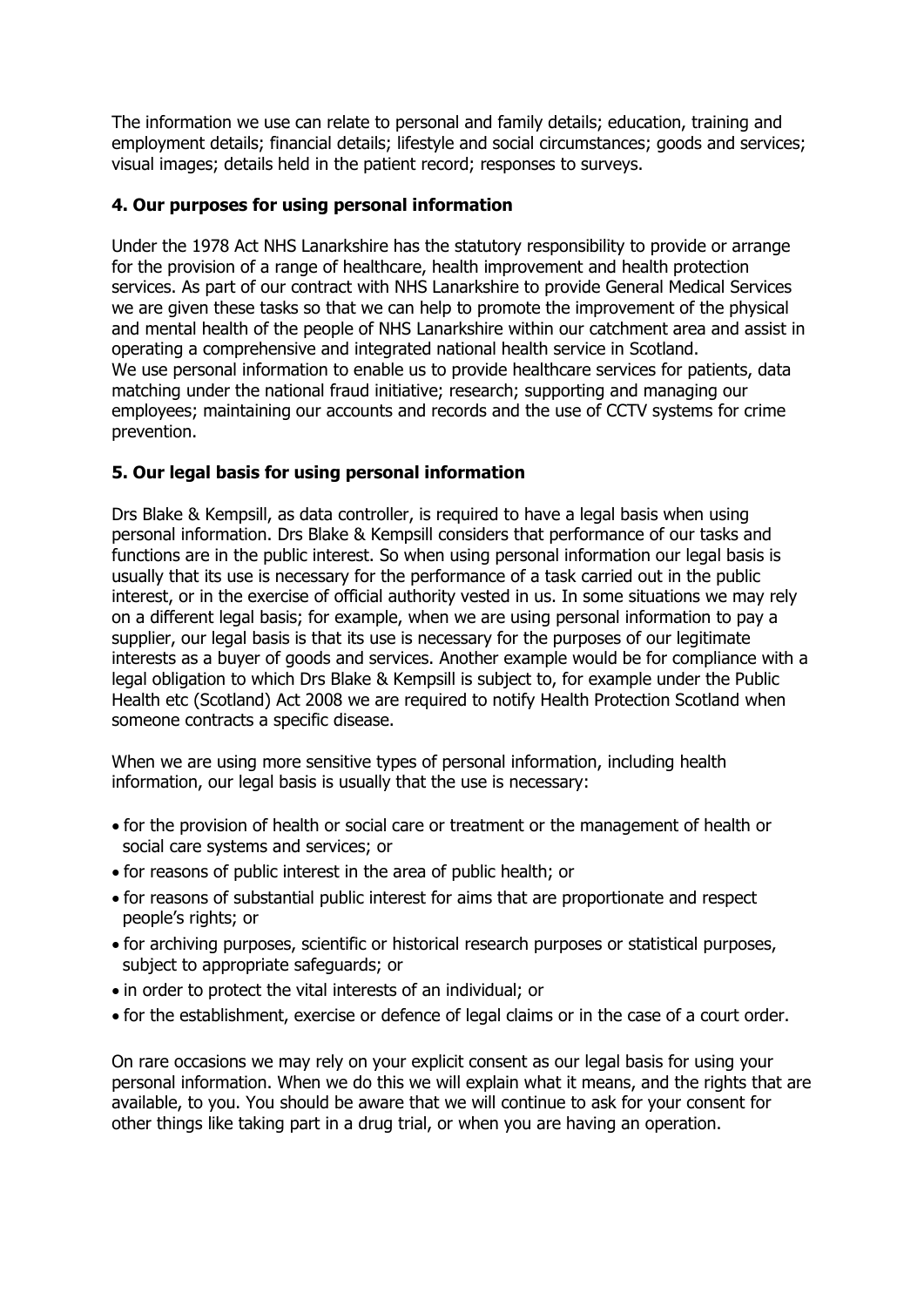The information we use can relate to personal and family details; education, training and employment details; financial details; lifestyle and social circumstances; goods and services; visual images; details held in the patient record; responses to surveys.

### 4. Our purposes for using personal information

Under the 1978 Act NHS Lanarkshire has the statutory responsibility to provide or arrange for the provision of a range of healthcare, health improvement and health protection services. As part of our contract with NHS Lanarkshire to provide General Medical Services we are given these tasks so that we can help to promote the improvement of the physical and mental health of the people of NHS Lanarkshire within our catchment area and assist in operating a comprehensive and integrated national health service in Scotland.
We use personal information to enable us to provide healthcare services for patients, data matching under the national fraud initiative; research; supporting and managing our employees; maintaining our accounts and records and the use of CCTV systems for crime prevention.

### 5. Our legal basis for using personal information

Drs Blake & Kempsill, as data controller, is required to have a legal basis when using personal information. Drs Blake & Kempsill considers that performance of our tasks and functions are in the public interest. So when using personal information our legal basis is usually that its use is necessary for the performance of a task carried out in the public interest, or in the exercise of official authority vested in us. In some situations we may rely on a different legal basis; for example, when we are using personal information to pay a supplier, our legal basis is that its use is necessary for the purposes of our legitimate interests as a buyer of goods and services. Another example would be for compliance with a legal obligation to which Drs Blake & Kempsill is subject to, for example under the Public Health etc (Scotland) Act 2008 we are required to notify Health Protection Scotland when someone contracts a specific disease.

When we are using more sensitive types of personal information, including health information, our legal basis is usually that the use is necessary:

- for the provision of health or social care or treatment or the management of health or social care systems and services; or
- for reasons of public interest in the area of public health; or
- for reasons of substantial public interest for aims that are proportionate and respect people's rights; or
- for archiving purposes, scientific or historical research purposes or statistical purposes, subject to appropriate safeguards; or
- in order to protect the vital interests of an individual; or
- for the establishment, exercise or defence of legal claims or in the case of a court order.

On rare occasions we may rely on your explicit consent as our legal basis for using your personal information. When we do this we will explain what it means, and the rights that are available, to you. You should be aware that we will continue to ask for your consent for other things like taking part in a drug trial, or when you are having an operation.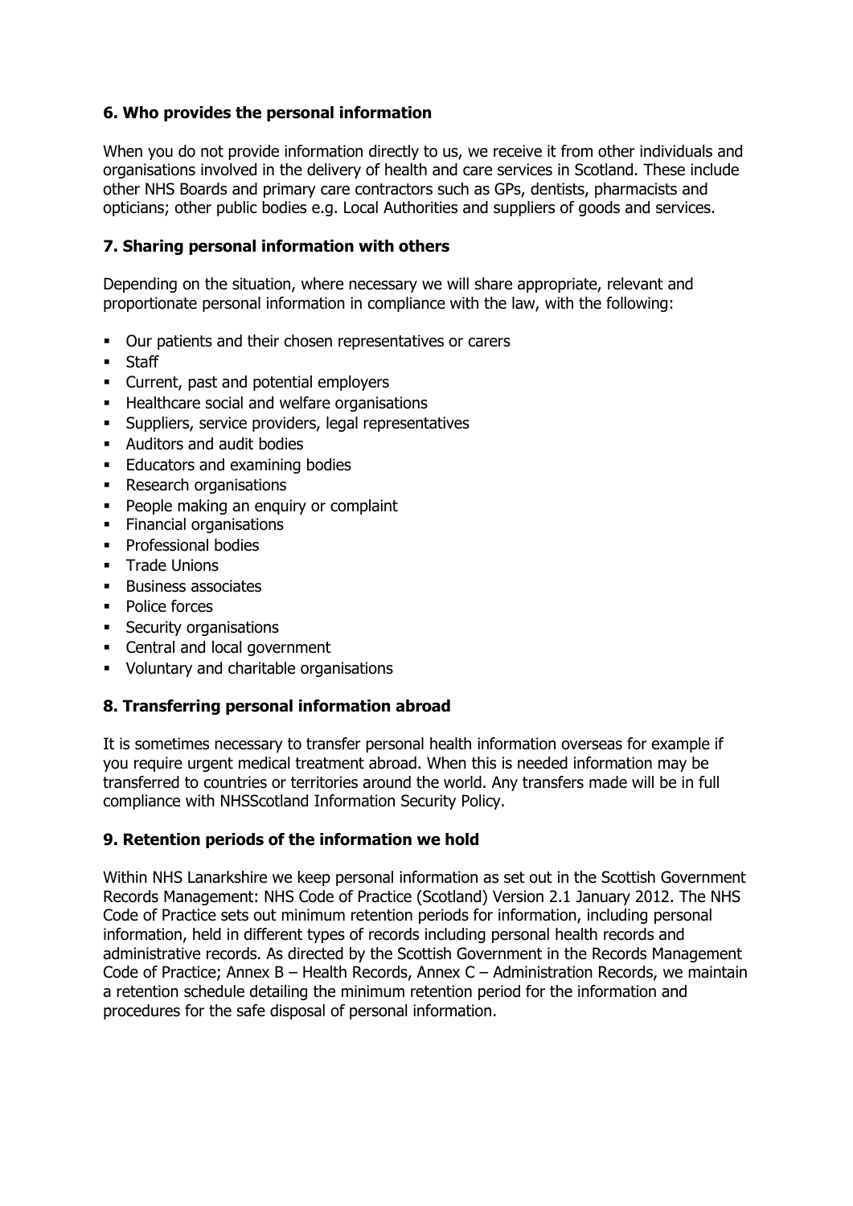### 6. Who provides the personal information

When you do not provide information directly to us, we receive it from other individuals and organisations involved in the delivery of health and care services in Scotland. These include other NHS Boards and primary care contractors such as GPs, dentists, pharmacists and opticians; other public bodies e.g. Local Authorities and suppliers of goods and services.

### 7. Sharing personal information with others

Depending on the situation, where necessary we will share appropriate, relevant and proportionate personal information in compliance with the law, with the following:

- Our patients and their chosen representatives or carers
- Staff
- Current, past and potential employers
- Healthcare social and welfare organisations
- Suppliers, service providers, legal representatives
- Auditors and audit bodies
- Educators and examining bodies
- Research organisations
- People making an enquiry or complaint
- Financial organisations
- Professional bodies
- Trade Unions
- Business associates
- Police forces
- Security organisations
- Central and local government
- Voluntary and charitable organisations

### 8. Transferring personal information abroad

It is sometimes necessary to transfer personal health information overseas for example if you require urgent medical treatment abroad. When this is needed information may be transferred to countries or territories around the world. Any transfers made will be in full compliance with NHSScotland Information Security Policy.

### 9. Retention periods of the information we hold

Within NHS Lanarkshire we keep personal information as set out in the Scottish Government Records Management: NHS Code of Practice (Scotland) Version 2.1 January 2012. The NHS Code of Practice sets out minimum retention periods for information, including personal information, held in different types of records including personal health records and administrative records. As directed by the Scottish Government in the Records Management Code of Practice; Annex B – Health Records, Annex C – Administration Records, we maintain a retention schedule detailing the minimum retention period for the information and procedures for the safe disposal of personal information.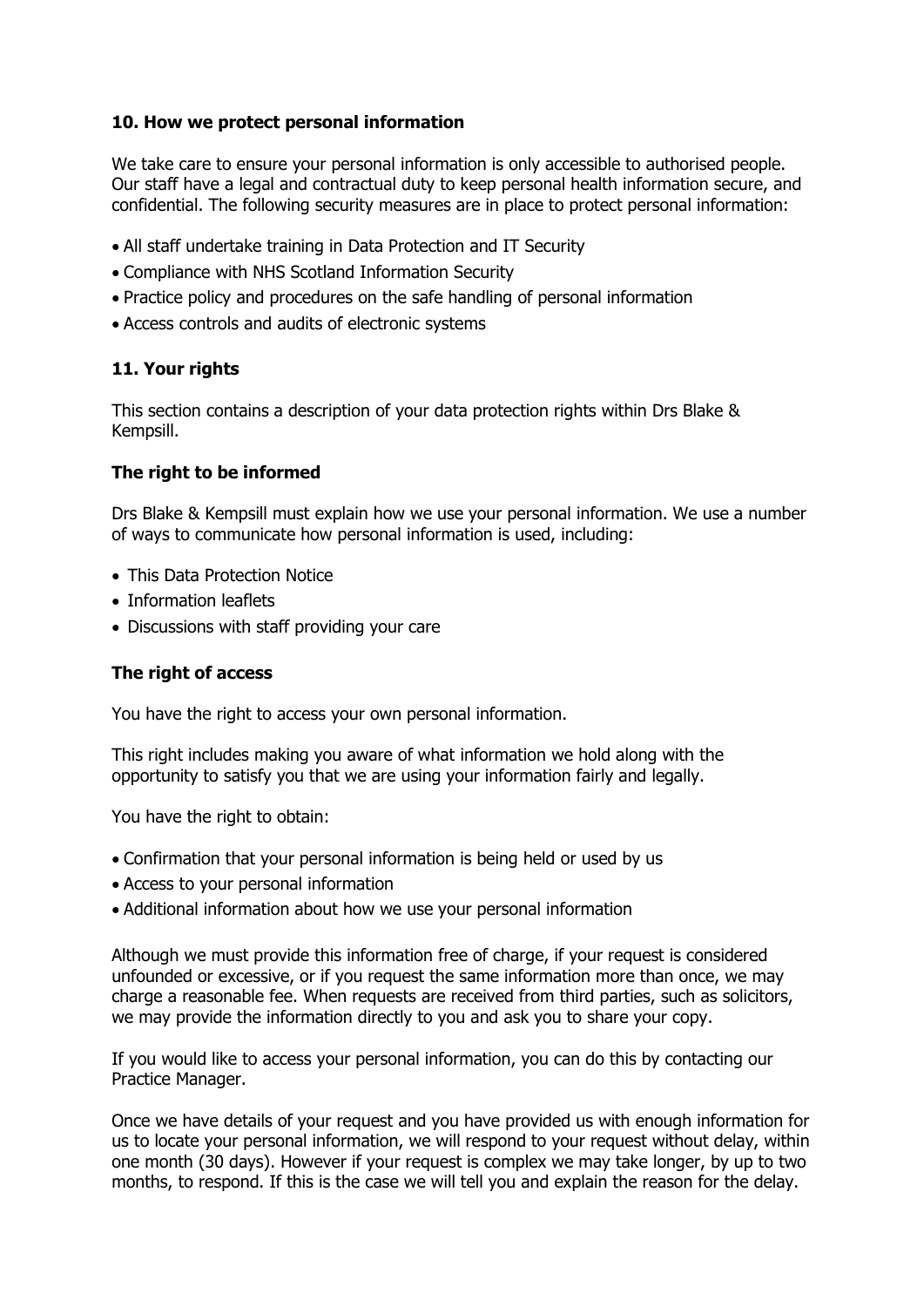## 10. How we protect personal information

We take care to ensure your personal information is only accessible to authorised people. Our staff have a legal and contractual duty to keep personal health information secure, and confidential. The following security measures are in place to protect personal information:

- All staff undertake training in Data Protection and IT Security
- Compliance with NHS Scotland Information Security
- Practice policy and procedures on the safe handling of personal information
- Access controls and audits of electronic systems

## 11. Your rights

This section contains a description of your data protection rights within Drs Blake & Kempsill.

### The right to be informed

Drs Blake & Kempsill must explain how we use your personal information. We use a number of ways to communicate how personal information is used, including:

- This Data Protection Notice
- Information leaflets
- Discussions with staff providing your care

### The right of access

You have the right to access your own personal information.

This right includes making you aware of what information we hold along with the opportunity to satisfy you that we are using your information fairly and legally.

You have the right to obtain:

- Confirmation that your personal information is being held or used by us
- Access to your personal information
- Additional information about how we use your personal information

Although we must provide this information free of charge, if your request is considered unfounded or excessive, or if you request the same information more than once, we may charge a reasonable fee. When requests are received from third parties, such as solicitors, we may provide the information directly to you and ask you to share your copy.

If you would like to access your personal information, you can do this by contacting our Practice Manager.

Once we have details of your request and you have provided us with enough information for us to locate your personal information, we will respond to your request without delay, within one month (30 days). However if your request is complex we may take longer, by up to two months, to respond. If this is the case we will tell you and explain the reason for the delay.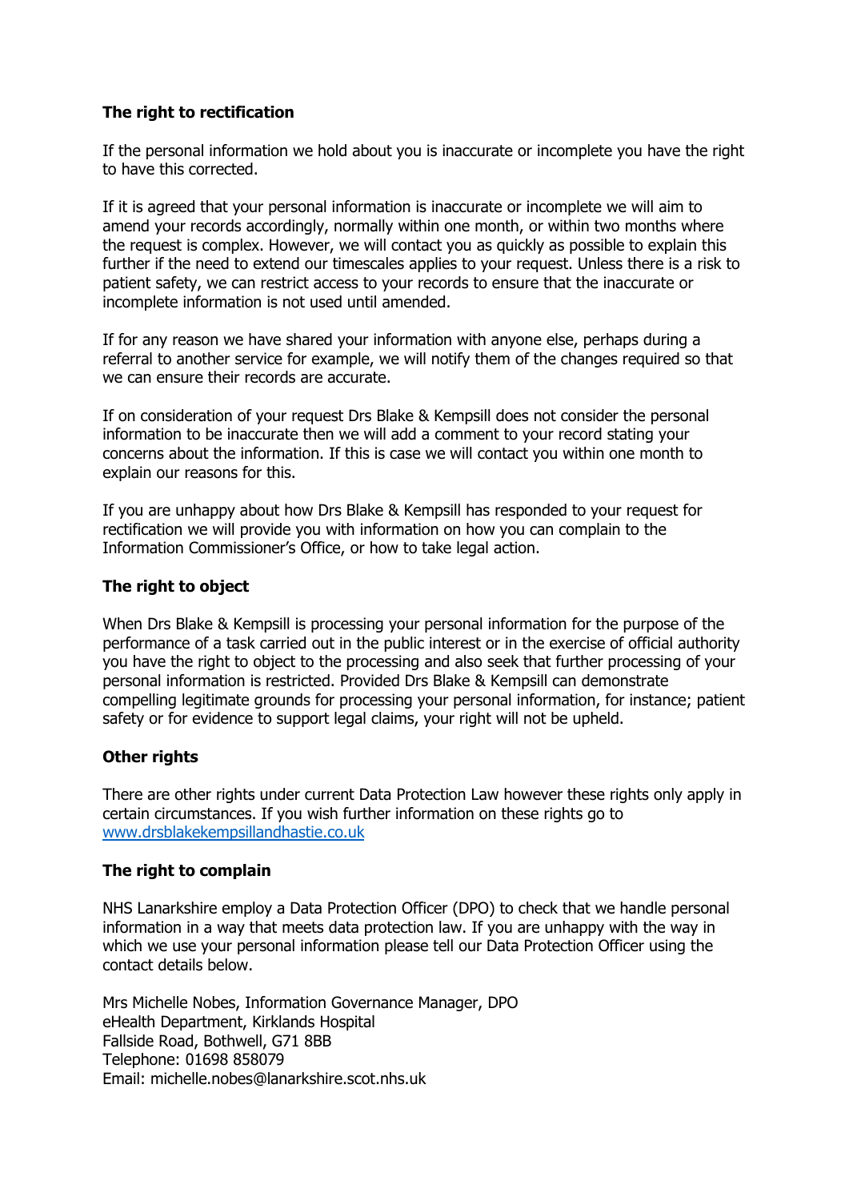**The right to rectification**

If the personal information we hold about you is inaccurate or incomplete you have the right to have this corrected.

If it is agreed that your personal information is inaccurate or incomplete we will aim to amend your records accordingly, normally within one month, or within two months where the request is complex. However, we will contact you as quickly as possible to explain this further if the need to extend our timescales applies to your request. Unless there is a risk to patient safety, we can restrict access to your records to ensure that the inaccurate or incomplete information is not used until amended.

If for any reason we have shared your information with anyone else, perhaps during a referral to another service for example, we will notify them of the changes required so that we can ensure their records are accurate.

If on consideration of your request Drs Blake & Kempsill does not consider the personal information to be inaccurate then we will add a comment to your record stating your concerns about the information. If this is case we will contact you within one month to explain our reasons for this.

If you are unhappy about how Drs Blake & Kempsill has responded to your request for rectification we will provide you with information on how you can complain to the Information Commissioner's Office, or how to take legal action.

**The right to object**

When Drs Blake & Kempsill is processing your personal information for the purpose of the performance of a task carried out in the public interest or in the exercise of official authority you have the right to object to the processing and also seek that further processing of your personal information is restricted. Provided Drs Blake & Kempsill can demonstrate compelling legitimate grounds for processing your personal information, for instance; patient safety or for evidence to support legal claims, your right will not be upheld.

**Other rights**

There are other rights under current Data Protection Law however these rights only apply in certain circumstances. If you wish further information on these rights go to [www.drsblakekempsillandhastie.co.uk](www.drsblakekempsillandhastie.co.uk)

**The right to complain**

NHS Lanarkshire employ a Data Protection Officer (DPO) to check that we handle personal information in a way that meets data protection law. If you are unhappy with the way in which we use your personal information please tell our Data Protection Officer using the contact details below.

Mrs Michelle Nobes, Information Governance Manager, DPO
eHealth Department, Kirklands Hospital
Fallside Road, Bothwell, G71 8BB
Telephone: 01698 858079
Email: michelle.nobes@lanarkshire.scot.nhs.uk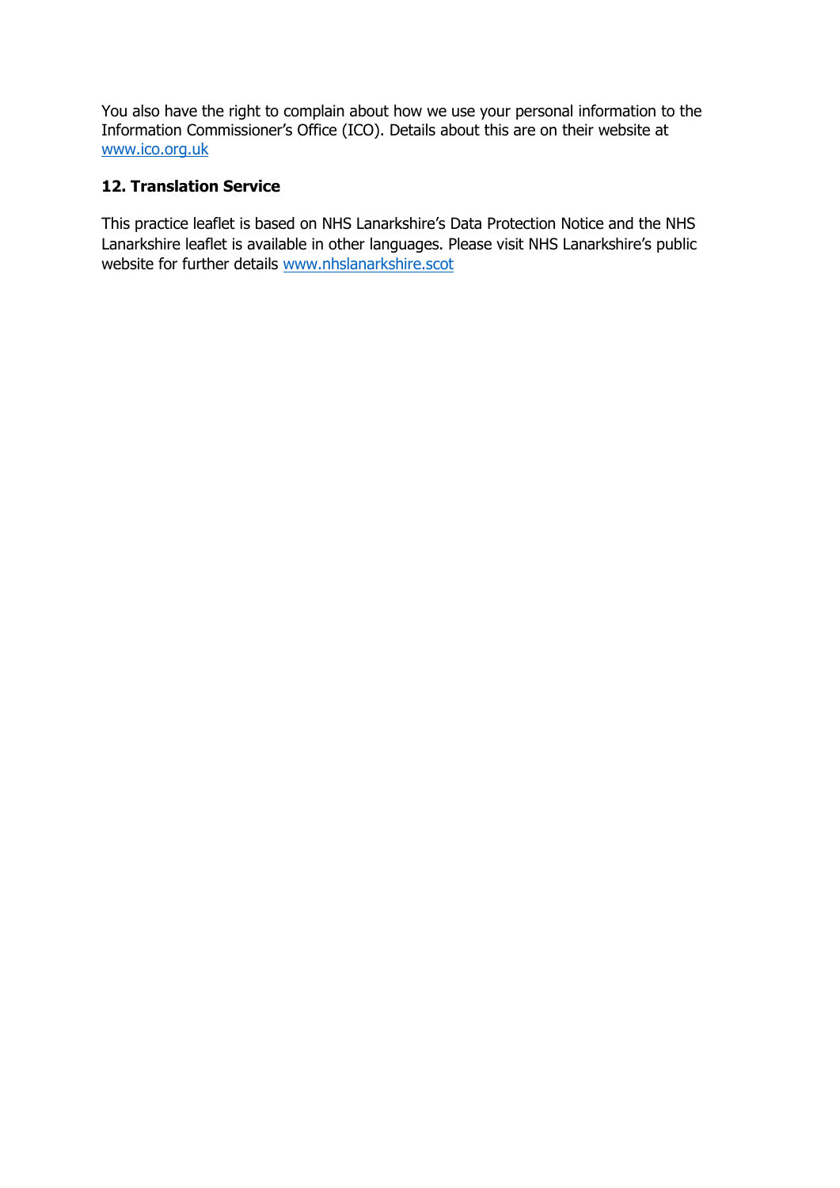You also have the right to complain about how we use your personal information to the Information Commissioner's Office (ICO). Details about this are on their website at [www.ico.org.uk](http://www.ico.org.uk)

### 12. Translation Service

This practice leaflet is based on NHS Lanarkshire's Data Protection Notice and the NHS Lanarkshire leaflet is available in other languages. Please visit NHS Lanarkshire's public website for further details [www.nhslanarkshire.scot](http://www.nhslanarkshire.scot)